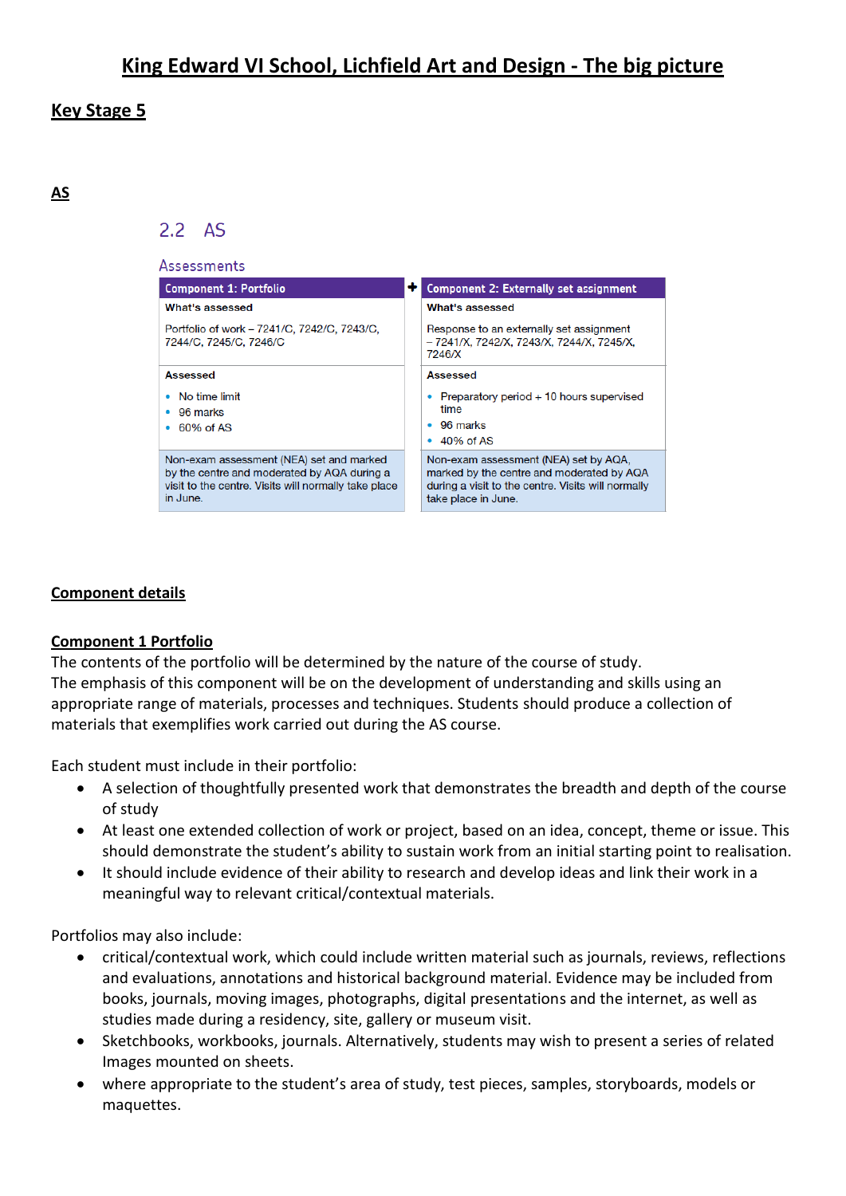# King Edward VI School, Lichfield Art and Design - The big picture

## Key Stage 5

### AS

## 2.2 AS

### Assessments

| Component 1: Portfolio | + | Component 2: Externally set assignment |
|---|---|---|
| **What's assessed** | | **What's assessed** |
| Portfolio of work – 7241/C, 7242/C, 7243/C, 7244/C, 7245/C, 7246/C | | Response to an externally set assignment – 7241/X, 7242/X, 7243/X, 7244/X, 7245/X, 7246/X |
| **Assessed**<br>• No time limit<br>• 96 marks<br>• 60% of AS | | **Assessed**<br>• Preparatory period + 10 hours supervised time<br>• 96 marks<br>• 40% of AS |
| Non-exam assessment (NEA) set and marked by the centre and moderated by AQA during a visit to the centre. Visits will normally take place in June. | | Non-exam assessment (NEA) set by AQA, marked by the centre and moderated by AQA during a visit to the centre. Visits will normally take place in June. |

### Component details

**Component 1 Portfolio**

The contents of the portfolio will be determined by the nature of the course of study.
The emphasis of this component will be on the development of understanding and skills using an appropriate range of materials, processes and techniques. Students should produce a collection of materials that exemplifies work carried out during the AS course.

Each student must include in their portfolio:

- A selection of thoughtfully presented work that demonstrates the breadth and depth of the course of study
- At least one extended collection of work or project, based on an idea, concept, theme or issue. This should demonstrate the student's ability to sustain work from an initial starting point to realisation.
- It should include evidence of their ability to research and develop ideas and link their work in a meaningful way to relevant critical/contextual materials.

Portfolios may also include:

- critical/contextual work, which could include written material such as journals, reviews, reflections and evaluations, annotations and historical background material. Evidence may be included from books, journals, moving images, photographs, digital presentations and the internet, as well as studies made during a residency, site, gallery or museum visit.
- Sketchbooks, workbooks, journals. Alternatively, students may wish to present a series of related Images mounted on sheets.
- where appropriate to the student's area of study, test pieces, samples, storyboards, models or maquettes.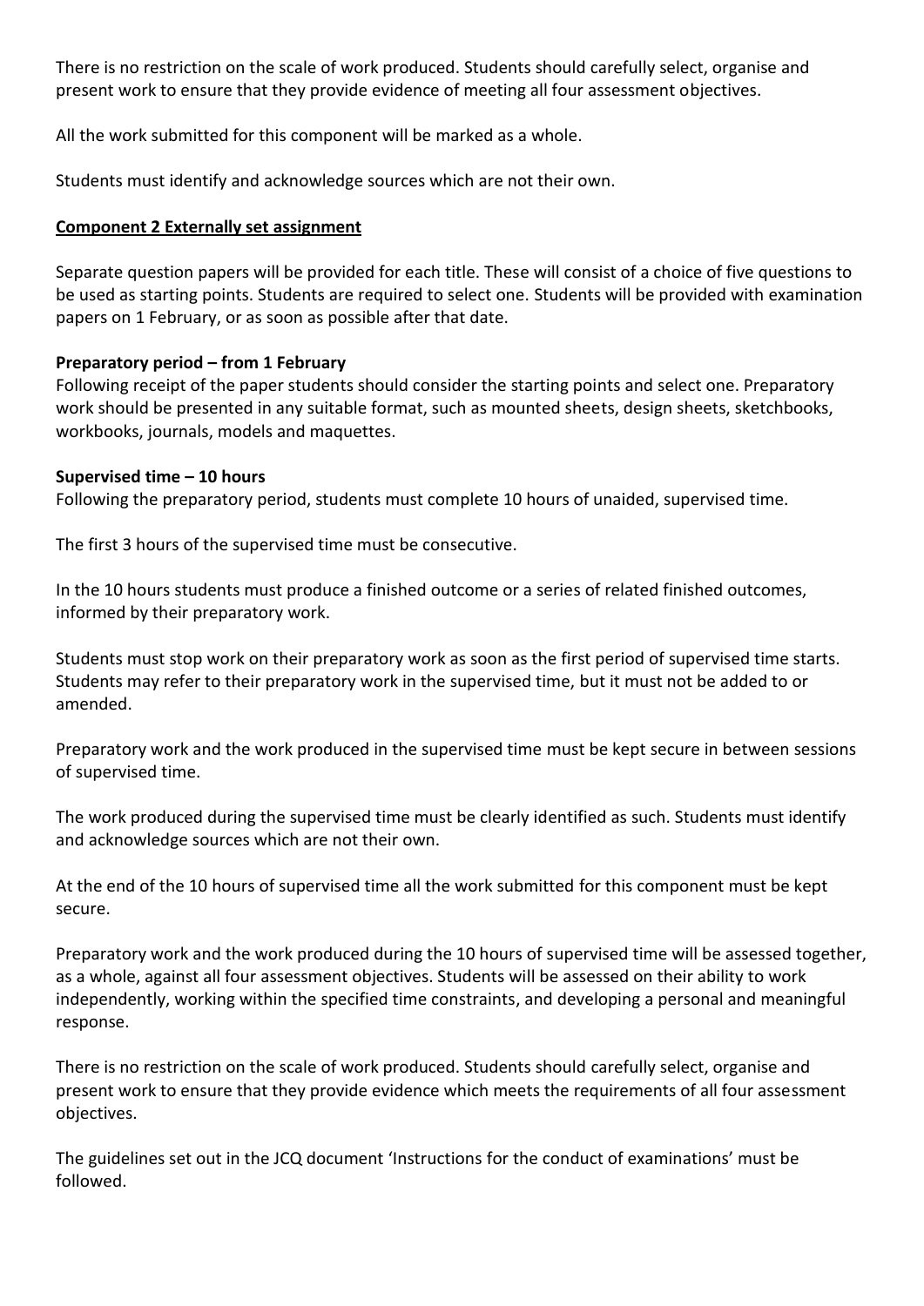There is no restriction on the scale of work produced. Students should carefully select, organise and present work to ensure that they provide evidence of meeting all four assessment objectives.

All the work submitted for this component will be marked as a whole.

Students must identify and acknowledge sources which are not their own.

**Component 2 Externally set assignment**

Separate question papers will be provided for each title. These will consist of a choice of five questions to be used as starting points. Students are required to select one. Students will be provided with examination papers on 1 February, or as soon as possible after that date.

**Preparatory period – from 1 February**
Following receipt of the paper students should consider the starting points and select one. Preparatory work should be presented in any suitable format, such as mounted sheets, design sheets, sketchbooks, workbooks, journals, models and maquettes.

**Supervised time – 10 hours**
Following the preparatory period, students must complete 10 hours of unaided, supervised time.

The first 3 hours of the supervised time must be consecutive.

In the 10 hours students must produce a finished outcome or a series of related finished outcomes, informed by their preparatory work.

Students must stop work on their preparatory work as soon as the first period of supervised time starts. Students may refer to their preparatory work in the supervised time, but it must not be added to or amended.

Preparatory work and the work produced in the supervised time must be kept secure in between sessions of supervised time.

The work produced during the supervised time must be clearly identified as such. Students must identify and acknowledge sources which are not their own.

At the end of the 10 hours of supervised time all the work submitted for this component must be kept secure.

Preparatory work and the work produced during the 10 hours of supervised time will be assessed together, as a whole, against all four assessment objectives. Students will be assessed on their ability to work independently, working within the specified time constraints, and developing a personal and meaningful response.

There is no restriction on the scale of work produced. Students should carefully select, organise and present work to ensure that they provide evidence which meets the requirements of all four assessment objectives.

The guidelines set out in the JCQ document 'Instructions for the conduct of examinations' must be followed.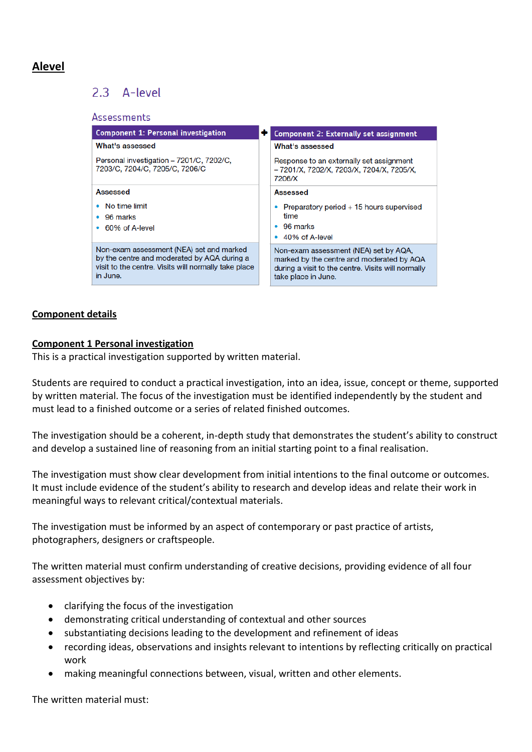# Alevel

## 2.3 A-level

### Assessments

| Component 1: Personal investigation | + | Component 2: Externally set assignment |
|---|---|---|
| **What's assessed**<br><br>Personal investigation – 7201/C, 7202/C, 7203/C, 7204/C, 7205/C, 7206/C | | **What's assessed**<br><br>Response to an externally set assignment – 7201/X, 7202/X, 7203/X, 7204/X, 7205/X, 7206/X |
| **Assessed**<br><br>• No time limit<br>• 96 marks<br>• 60% of A-level | | **Assessed**<br><br>• Preparatory period + 15 hours supervised time<br>• 96 marks<br>• 40% of A-level |
| Non-exam assessment (NEA) set and marked by the centre and moderated by AQA during a visit to the centre. Visits will normally take place in June. | | Non-exam assessment (NEA) set by AQA, marked by the centre and moderated by AQA during a visit to the centre. Visits will normally take place in June. |

## Component details

### Component 1 Personal investigation

This is a practical investigation supported by written material.

Students are required to conduct a practical investigation, into an idea, issue, concept or theme, supported by written material. The focus of the investigation must be identified independently by the student and must lead to a finished outcome or a series of related finished outcomes.

The investigation should be a coherent, in-depth study that demonstrates the student's ability to construct and develop a sustained line of reasoning from an initial starting point to a final realisation.

The investigation must show clear development from initial intentions to the final outcome or outcomes. It must include evidence of the student's ability to research and develop ideas and relate their work in meaningful ways to relevant critical/contextual materials.

The investigation must be informed by an aspect of contemporary or past practice of artists, photographers, designers or craftspeople.

The written material must confirm understanding of creative decisions, providing evidence of all four assessment objectives by:

- clarifying the focus of the investigation
- demonstrating critical understanding of contextual and other sources
- substantiating decisions leading to the development and refinement of ideas
- recording ideas, observations and insights relevant to intentions by reflecting critically on practical work
- making meaningful connections between, visual, written and other elements.

The written material must: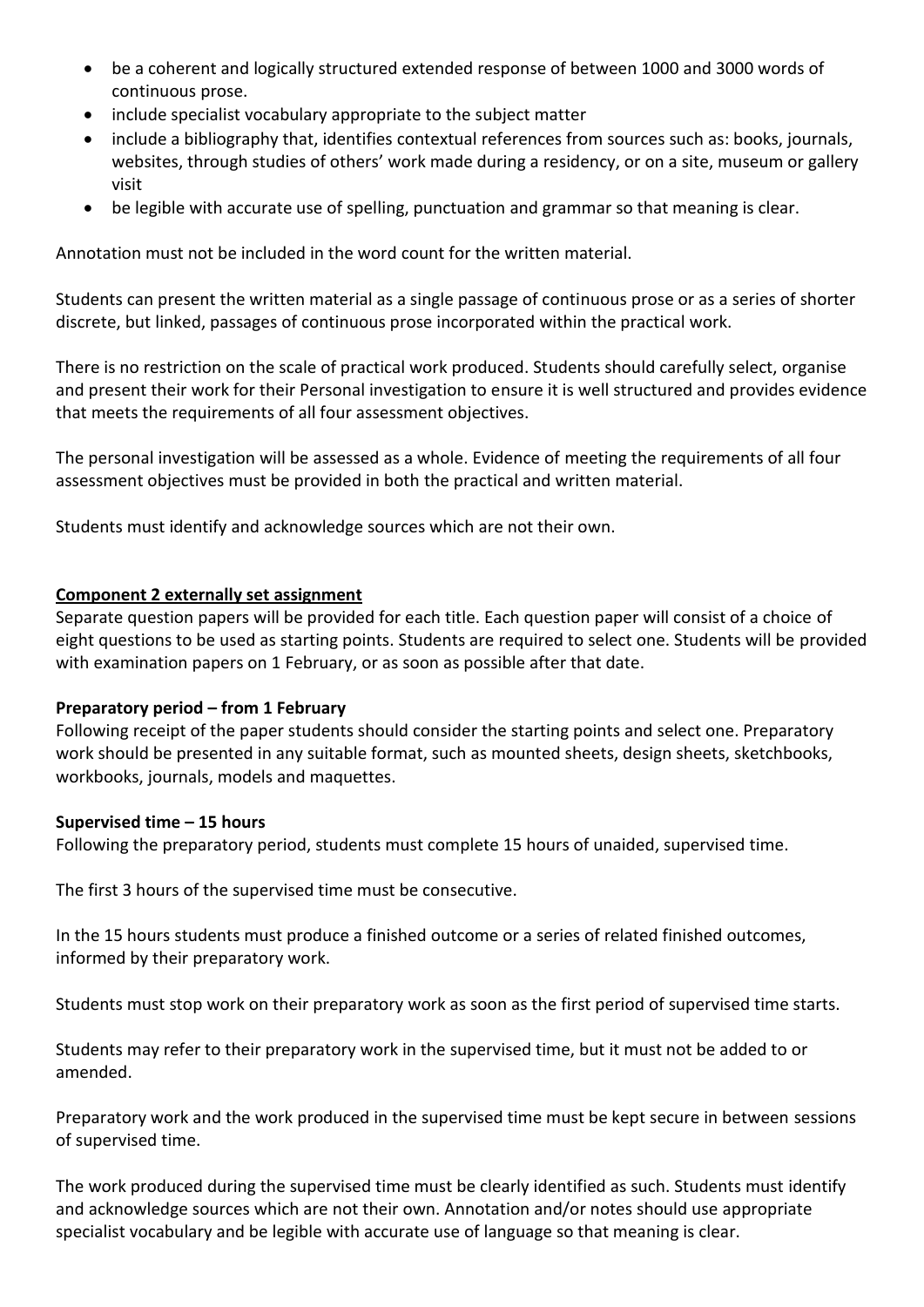- be a coherent and logically structured extended response of between 1000 and 3000 words of continuous prose.
- include specialist vocabulary appropriate to the subject matter
- include a bibliography that, identifies contextual references from sources such as: books, journals, websites, through studies of others' work made during a residency, or on a site, museum or gallery visit
- be legible with accurate use of spelling, punctuation and grammar so that meaning is clear.

Annotation must not be included in the word count for the written material.

Students can present the written material as a single passage of continuous prose or as a series of shorter discrete, but linked, passages of continuous prose incorporated within the practical work.

There is no restriction on the scale of practical work produced. Students should carefully select, organise and present their work for their Personal investigation to ensure it is well structured and provides evidence that meets the requirements of all four assessment objectives.

The personal investigation will be assessed as a whole. Evidence of meeting the requirements of all four assessment objectives must be provided in both the practical and written material.

Students must identify and acknowledge sources which are not their own.

**Component 2 externally set assignment**

Separate question papers will be provided for each title. Each question paper will consist of a choice of eight questions to be used as starting points. Students are required to select one. Students will be provided with examination papers on 1 February, or as soon as possible after that date.

**Preparatory period – from 1 February**

Following receipt of the paper students should consider the starting points and select one. Preparatory work should be presented in any suitable format, such as mounted sheets, design sheets, sketchbooks, workbooks, journals, models and maquettes.

**Supervised time – 15 hours**

Following the preparatory period, students must complete 15 hours of unaided, supervised time.

The first 3 hours of the supervised time must be consecutive.

In the 15 hours students must produce a finished outcome or a series of related finished outcomes, informed by their preparatory work.

Students must stop work on their preparatory work as soon as the first period of supervised time starts.

Students may refer to their preparatory work in the supervised time, but it must not be added to or amended.

Preparatory work and the work produced in the supervised time must be kept secure in between sessions of supervised time.

The work produced during the supervised time must be clearly identified as such. Students must identify and acknowledge sources which are not their own. Annotation and/or notes should use appropriate specialist vocabulary and be legible with accurate use of language so that meaning is clear.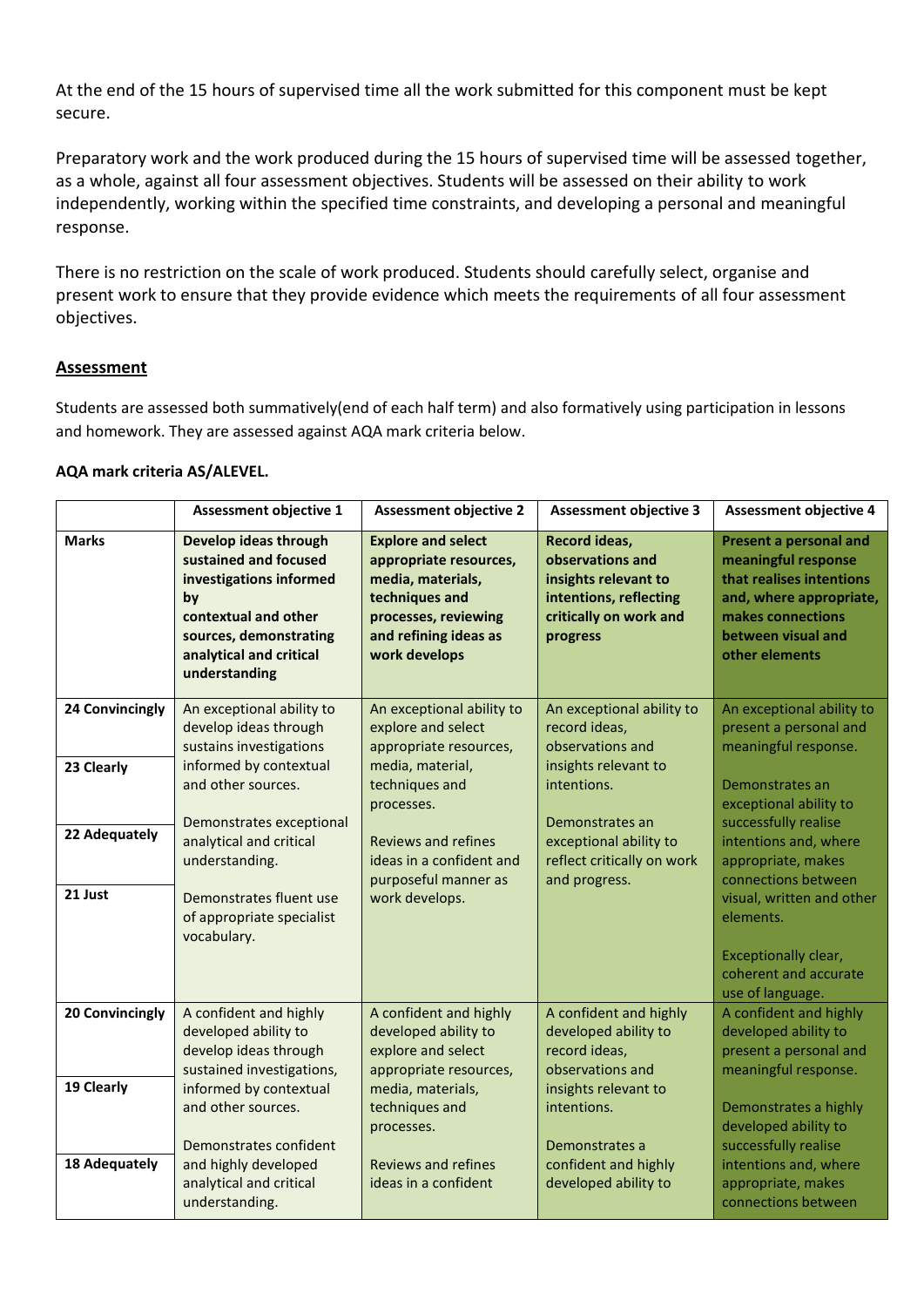At the end of the 15 hours of supervised time all the work submitted for this component must be kept secure.

Preparatory work and the work produced during the 15 hours of supervised time will be assessed together, as a whole, against all four assessment objectives. Students will be assessed on their ability to work independently, working within the specified time constraints, and developing a personal and meaningful response.

There is no restriction on the scale of work produced. Students should carefully select, organise and present work to ensure that they provide evidence which meets the requirements of all four assessment objectives.

## Assessment

Students are assessed both summatively(end of each half term) and also formatively using participation in lessons and homework. They are assessed against AQA mark criteria below.

**AQA mark criteria AS/ALEVEL.**

| | **Assessment objective 1** | **Assessment objective 2** | **Assessment objective 3** | **Assessment objective 4** |
|---|---|---|---|---|
| **Marks** | **Develop ideas through sustained and focused investigations informed by contextual and other sources, demonstrating analytical and critical understanding** | **Explore and select appropriate resources, media, materials, techniques and processes, reviewing and refining ideas as work develops** | **Record ideas, observations and insights relevant to intentions, reflecting critically on work and progress** | **Present a personal and meaningful response that realises intentions and, where appropriate, makes connections between visual and other elements** |
| **24 Convincingly**<br>**23 Clearly**<br>**22 Adequately**<br>**21 Just** | An exceptional ability to develop ideas through sustains investigations informed by contextual and other sources.<br><br>Demonstrates exceptional analytical and critical understanding.<br><br>Demonstrates fluent use of appropriate specialist vocabulary. | An exceptional ability to explore and select appropriate resources, media, material, techniques and processes.<br><br>Reviews and refines ideas in a confident and purposeful manner as work develops. | An exceptional ability to record ideas, observations and insights relevant to intentions.<br><br>Demonstrates an exceptional ability to reflect critically on work and progress. | An exceptional ability to present a personal and meaningful response.<br><br>Demonstrates an exceptional ability to successfully realise intentions and, where appropriate, makes connections between visual, written and other elements.<br><br>Exceptionally clear, coherent and accurate use of language. |
| **20 Convincingly**<br>**19 Clearly**<br>**18 Adequately** | A confident and highly developed ability to develop ideas through sustained investigations, informed by contextual and other sources.<br><br>Demonstrates confident and highly developed analytical and critical understanding. | A confident and highly developed ability to explore and select appropriate resources, media, materials, techniques and processes.<br><br>Reviews and refines ideas in a confident | A confident and highly developed ability to record ideas, observations and insights relevant to intentions.<br><br>Demonstrates a confident and highly developed ability to | A confident and highly developed ability to present a personal and meaningful response.<br><br>Demonstrates a highly developed ability to successfully realise intentions and, where appropriate, makes connections between |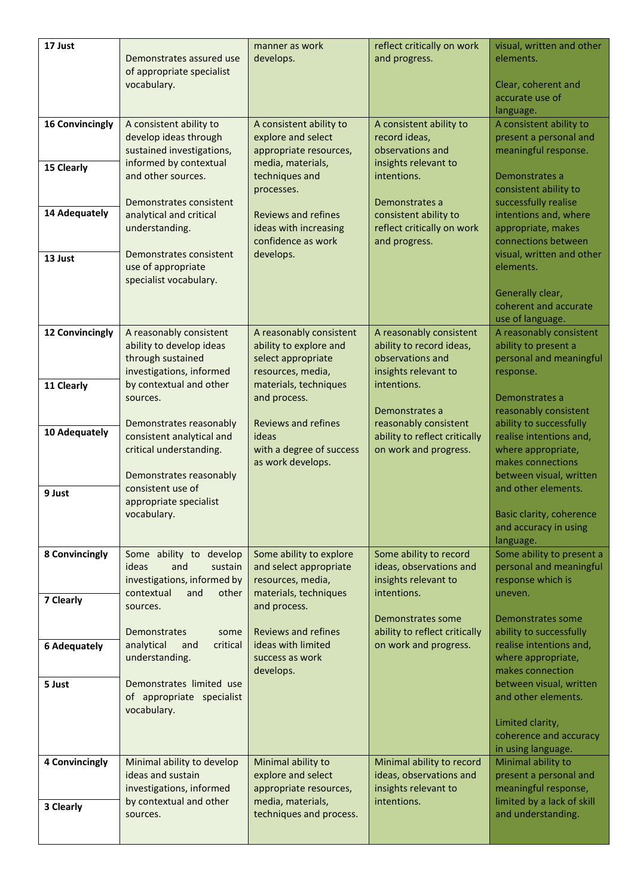| | | | | |
|---|---|---|---|---|
| **17 Just** | Demonstrates assured use of appropriate specialist vocabulary. | manner as work develops. | reflect critically on work and progress. | visual, written and other elements.<br><br>Clear, coherent and accurate use of language. |
| **16 Convincingly**<br><br>**15 Clearly**<br><br>**14 Adequately**<br><br>**13 Just** | A consistent ability to develop ideas through sustained investigations, informed by contextual and other sources.<br><br>Demonstrates consistent analytical and critical understanding.<br><br>Demonstrates consistent use of appropriate specialist vocabulary. | A consistent ability to explore and select appropriate resources, media, materials, techniques and processes.<br><br>Reviews and refines ideas with increasing confidence as work develops. | A consistent ability to record ideas, observations and insights relevant to intentions.<br><br>Demonstrates a consistent ability to reflect critically on work and progress. | A consistent ability to present a personal and meaningful response.<br><br>Demonstrates a consistent ability to successfully realise intentions and, where appropriate, makes connections between visual, written and other elements.<br><br>Generally clear, coherent and accurate use of language. |
| **12 Convincingly**<br><br>**11 Clearly**<br><br>**10 Adequately**<br><br>**9 Just** | A reasonably consistent ability to develop ideas through sustained investigations, informed by contextual and other sources.<br><br>Demonstrates reasonably consistent analytical and critical understanding.<br><br>Demonstrates reasonably consistent use of appropriate specialist vocabulary. | A reasonably consistent ability to explore and select appropriate resources, media, materials, techniques and process.<br><br>Reviews and refines ideas with a degree of success as work develops. | A reasonably consistent ability to record ideas, observations and insights relevant to intentions.<br><br>Demonstrates a reasonably consistent ability to reflect critically on work and progress. | A reasonably consistent ability to present a personal and meaningful response.<br><br>Demonstrates a reasonably consistent ability to successfully realise intentions and, where appropriate, makes connections between visual, written and other elements.<br><br>Basic clarity, coherence and accuracy in using language. |
| **8 Convincingly**<br><br>**7 Clearly**<br><br>**6 Adequately**<br><br>**5 Just** | Some ability to develop ideas and sustain investigations, informed by contextual and other sources.<br><br>Demonstrates some analytical and critical understanding.<br><br>Demonstrates limited use of appropriate specialist vocabulary. | Some ability to explore and select appropriate resources, media, materials, techniques and process.<br><br>Reviews and refines ideas with limited success as work develops. | Some ability to record ideas, observations and insights relevant to intentions.<br><br>Demonstrates some ability to reflect critically on work and progress. | Some ability to present a personal and meaningful response which is uneven.<br><br>Demonstrates some ability to successfully realise intentions and, where appropriate, makes connection between visual, written and other elements.<br><br>Limited clarity, coherence and accuracy in using language. |
| **4 Convincingly**<br><br>**3 Clearly** | Minimal ability to develop ideas and sustain investigations, informed by contextual and other sources. | Minimal ability to explore and select appropriate resources, media, materials, techniques and process. | Minimal ability to record ideas, observations and insights relevant to intentions. | Minimal ability to present a personal and meaningful response, limited by a lack of skill and understanding. |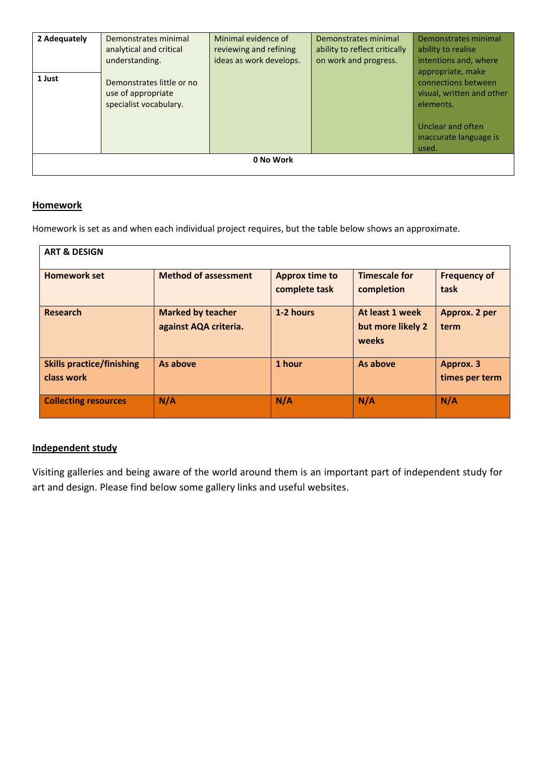| | | | | |
|---|---|---|---|---|
| **2 Adequately** | Demonstrates minimal analytical and critical understanding. | Minimal evidence of reviewing and refining ideas as work develops. | Demonstrates minimal ability to reflect critically on work and progress. | Demonstrates minimal ability to realise intentions and, where appropriate, make connections between visual, written and other elements. |
| **1 Just** | Demonstrates little or no use of appropriate specialist vocabulary. | | | Unclear and often inaccurate language is used. |
| **0 No Work** | | | | |

## Homework

Homework is set as and when each individual project requires, but the table below shows an approximate.

| **ART & DESIGN** | | | | |
|---|---|---|---|---|
| **Homework set** | **Method of assessment** | **Approx time to complete task** | **Timescale for completion** | **Frequency of task** |
| **Research** | **Marked by teacher against AQA criteria.** | **1-2 hours** | **At least 1 week but more likely 2 weeks** | **Approx. 2 per term** |
| **Skills practice/finishing class work** | **As above** | **1 hour** | **As above** | **Approx. 3 times per term** |
| **Collecting resources** | **N/A** | **N/A** | **N/A** | **N/A** |

## Independent study

Visiting galleries and being aware of the world around them is an important part of independent study for art and design. Please find below some gallery links and useful websites.